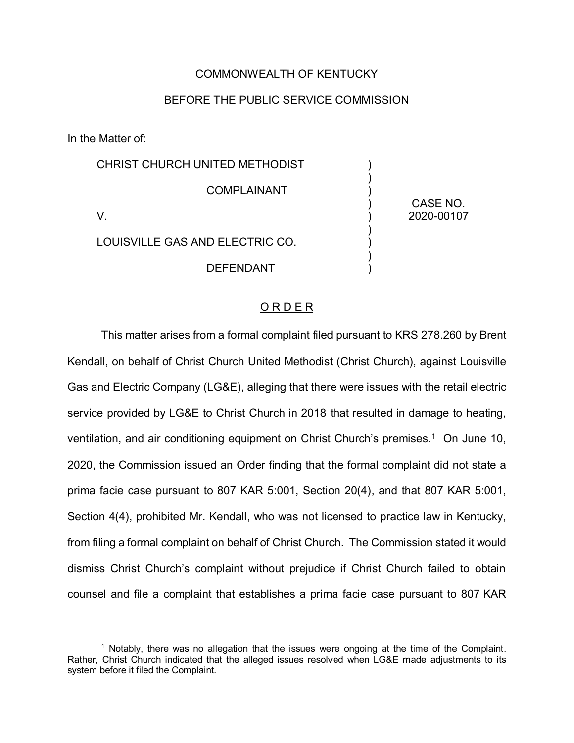COMMONWEALTH OF KENTUCKY

BEFORE THE PUBLIC SERVICE COMMISSION

In the Matter of:

| | | |
|---|---|---|
| CHRIST CHURCH UNITED METHODIST<br><br>COMPLAINANT<br><br>V.<br><br>LOUISVILLE GAS AND ELECTRIC CO.<br><br>DEFENDANT | ) | CASE NO.<br>2020-00107 |

O R D E R

This matter arises from a formal complaint filed pursuant to KRS 278.260 by Brent Kendall, on behalf of Christ Church United Methodist (Christ Church), against Louisville Gas and Electric Company (LG&E), alleging that there were issues with the retail electric service provided by LG&E to Christ Church in 2018 that resulted in damage to heating, ventilation, and air conditioning equipment on Christ Church's premises.[1] On June 10, 2020, the Commission issued an Order finding that the formal complaint did not state a prima facie case pursuant to 807 KAR 5:001, Section 20(4), and that 807 KAR 5:001, Section 4(4), prohibited Mr. Kendall, who was not licensed to practice law in Kentucky, from filing a formal complaint on behalf of Christ Church. The Commission stated it would dismiss Christ Church's complaint without prejudice if Christ Church failed to obtain counsel and file a complaint that establishes a prima facie case pursuant to 807 KAR

---

[1] Notably, there was no allegation that the issues were ongoing at the time of the Complaint. Rather, Christ Church indicated that the alleged issues resolved when LG&E made adjustments to its system before it filed the Complaint.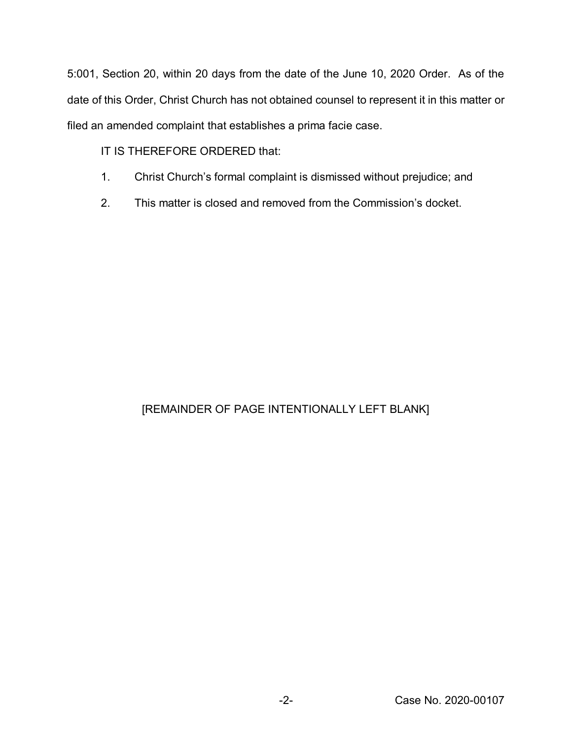5:001, Section 20, within 20 days from the date of the June 10, 2020 Order. As of the date of this Order, Christ Church has not obtained counsel to represent it in this matter or filed an amended complaint that establishes a prima facie case.

IT IS THEREFORE ORDERED that:

1. Christ Church's formal complaint is dismissed without prejudice; and
2. This matter is closed and removed from the Commission's docket.

[REMAINDER OF PAGE INTENTIONALLY LEFT BLANK]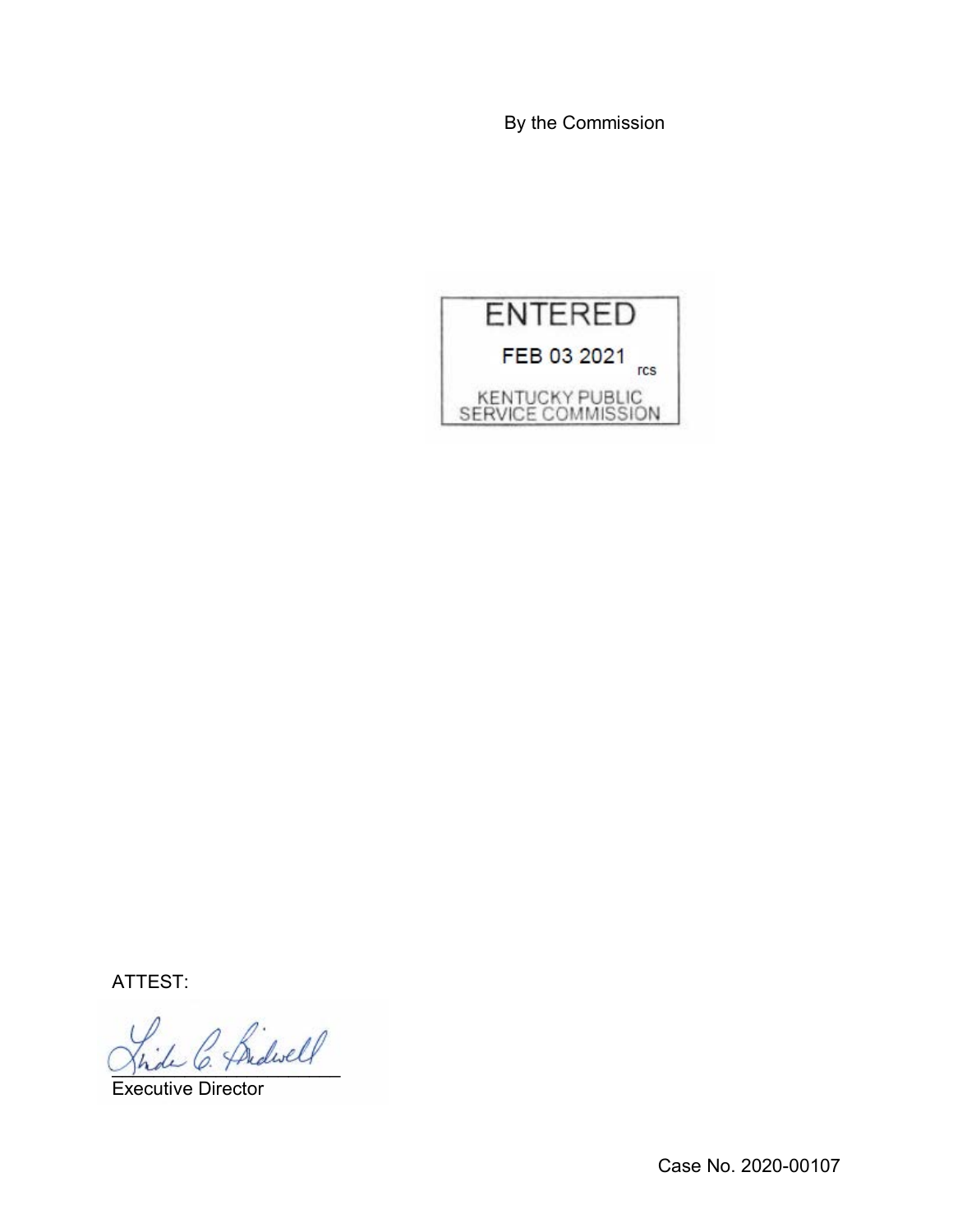By the Commission

ENTERED

FEB 03 2021 rcs

KENTUCKY PUBLIC SERVICE COMMISSION

ATTEST:

Executive Director

Case No. 2020-00107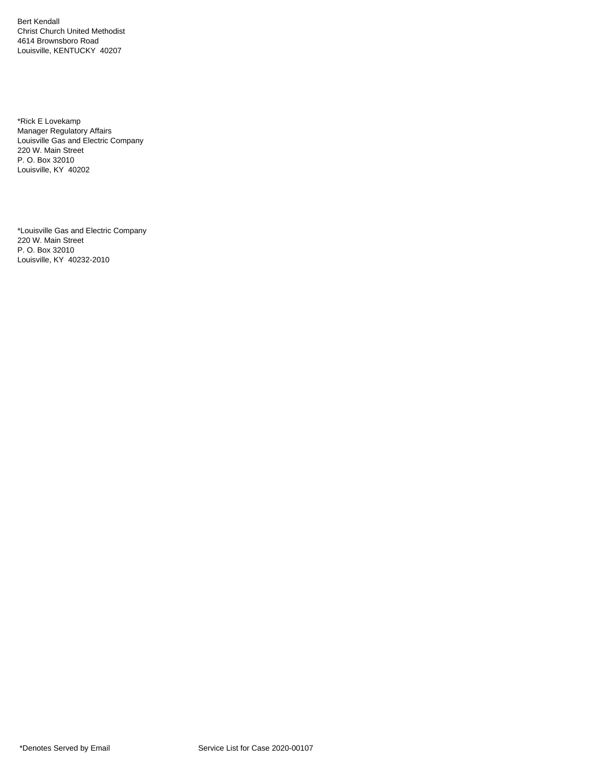Bert Kendall
Christ Church United Methodist
4614 Brownsboro Road
Louisville, KENTUCKY  40207

*Rick E Lovekamp
Manager Regulatory Affairs
Louisville Gas and Electric Company
220 W. Main Street
P. O. Box 32010
Louisville, KY  40202

*Louisville Gas and Electric Company
220 W. Main Street
P. O. Box 32010
Louisville, KY  40232-2010

*Denotes Served by Email

Service List for Case 2020-00107